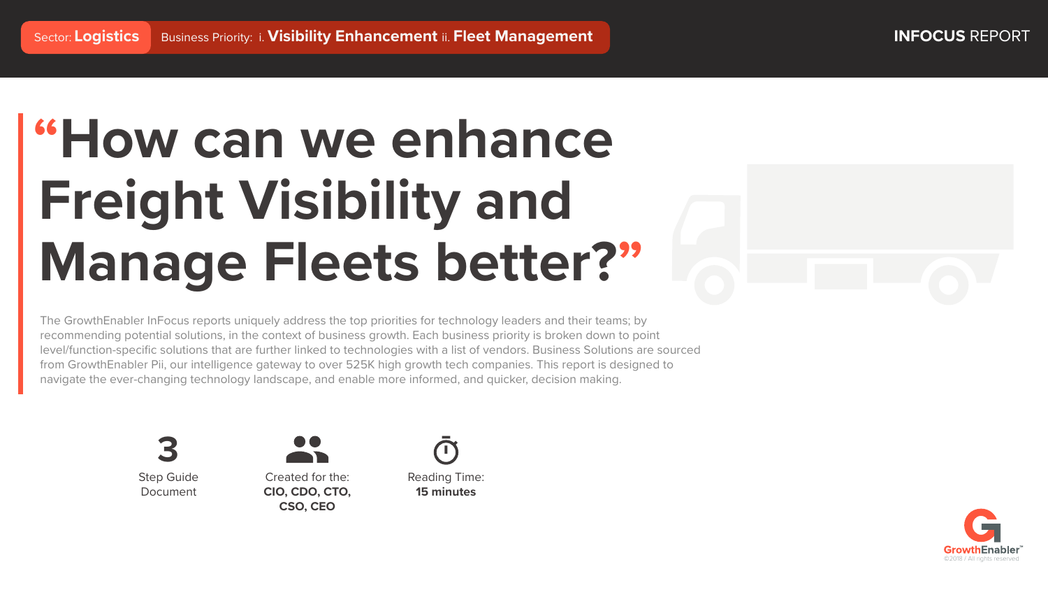Sector: **Logistics** Business Priority: i. **Visibility Enhancement** ii. **Fleet Management**

**INFOCUS** REPORT

# “How can we enhance Freight Visibility and Manage Fleets better?”

The GrowthEnabler InFocus reports uniquely address the top priorities for technology leaders and their teams; by recommending potential solutions, in the context of business growth. Each business priority is broken down to point level/function-specific solutions that are further linked to technologies with a list of vendors. Business Solutions are sourced from GrowthEnabler Pii, our intelligence gateway to over 525K high growth tech companies. This report is designed to navigate the ever-changing technology landscape, and enable more informed, and quicker, decision making.

**3**
Step Guide Document

Created for the:
**CIO, CDO, CTO, CSO, CEO**

Reading Time:
**15 minutes**

GrowthEnabler™
©2018 / All rights reserved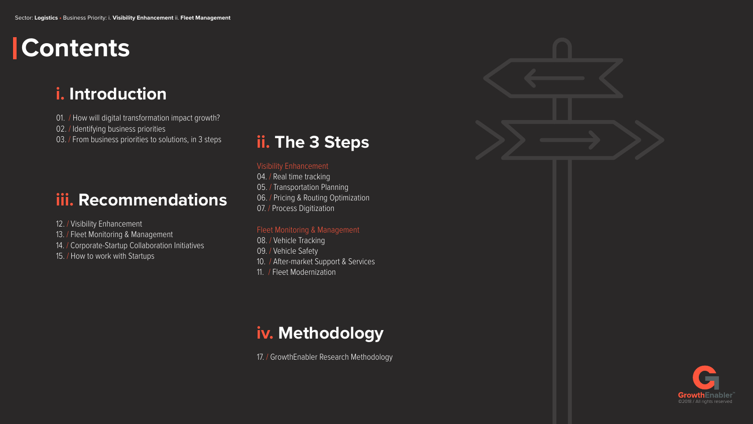Sector: **Logistics** • Business Priority: i. **Visibility Enhancement** ii. **Fleet Management**

# Contents

## i. Introduction

01. / How will digital transformation impact growth?
02. / Identifying business priorities
03. / From business priorities to solutions, in 3 steps

## ii. The 3 Steps

Visibility Enhancement

04. / Real time tracking
05. / Transportation Planning
06. / Pricing & Routing Optimization
07. / Process Digitization

Fleet Monitoring & Management

08. / Vehicle Tracking
09. / Vehicle Safety
10. / After-market Support & Services
11. / Fleet Modernization

## iii. Recommendations

12. / Visibility Enhancement
13. / Fleet Monitoring & Management
14. / Corporate-Startup Collaboration Initiatives
15. / How to work with Startups

## iv. Methodology

17. / GrowthEnabler Research Methodology

GrowthEnabler™ ©2018 / All rights reserved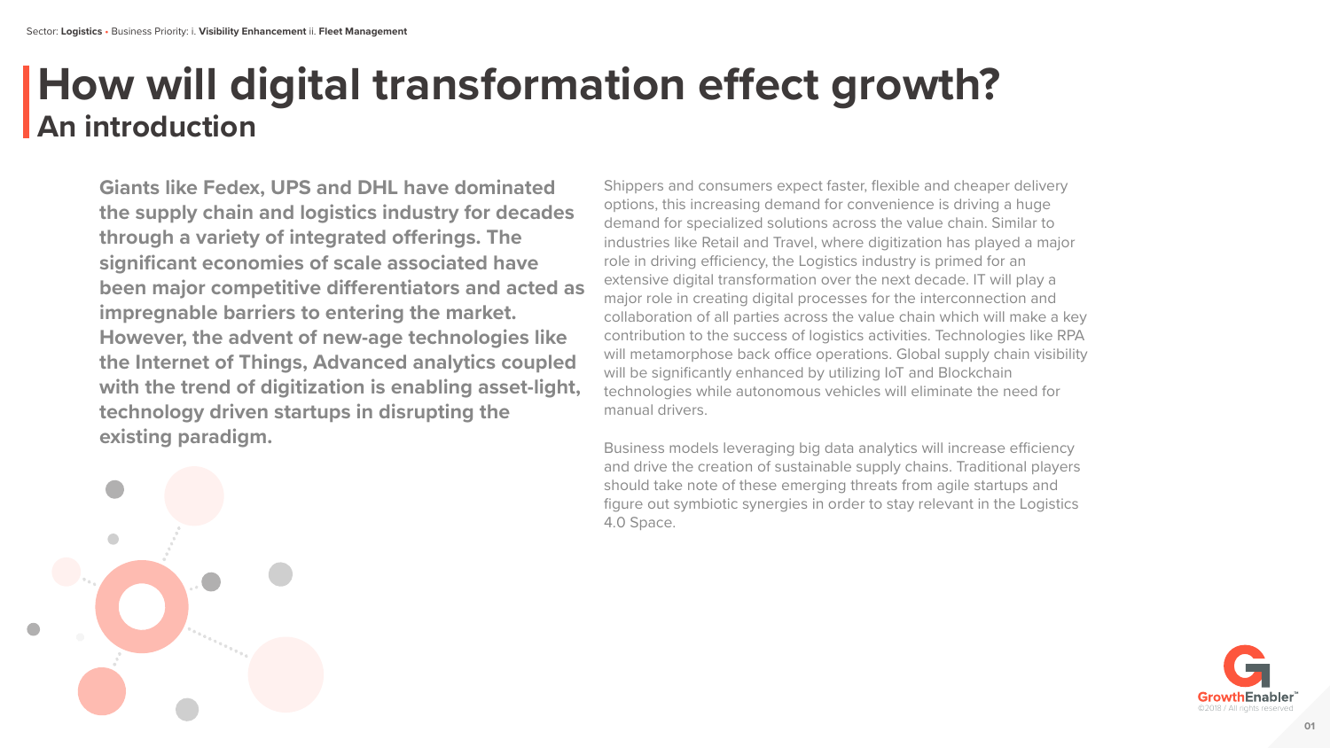Sector: **Logistics** • Business Priority: i. **Visibility Enhancement** ii. **Fleet Management**

# How will digital transformation effect growth?
## An introduction

**Giants like Fedex, UPS and DHL have dominated the supply chain and logistics industry for decades through a variety of integrated offerings. The significant economies of scale associated have been major competitive differentiators and acted as impregnable barriers to entering the market. However, the advent of new-age technologies like the Internet of Things, Advanced analytics coupled with the trend of digitization is enabling asset-light, technology driven startups in disrupting the existing paradigm.**

Shippers and consumers expect faster, flexible and cheaper delivery options, this increasing demand for convenience is driving a huge demand for specialized solutions across the value chain. Similar to industries like Retail and Travel, where digitization has played a major role in driving efficiency, the Logistics industry is primed for an extensive digital transformation over the next decade. IT will play a major role in creating digital processes for the interconnection and collaboration of all parties across the value chain which will make a key contribution to the success of logistics activities. Technologies like RPA will metamorphose back office operations. Global supply chain visibility will be significantly enhanced by utilizing IoT and Blockchain technologies while autonomous vehicles will eliminate the need for manual drivers.

Business models leveraging big data analytics will increase efficiency and drive the creation of sustainable supply chains. Traditional players should take note of these emerging threats from agile startups and figure out symbiotic synergies in order to stay relevant in the Logistics 4.0 Space.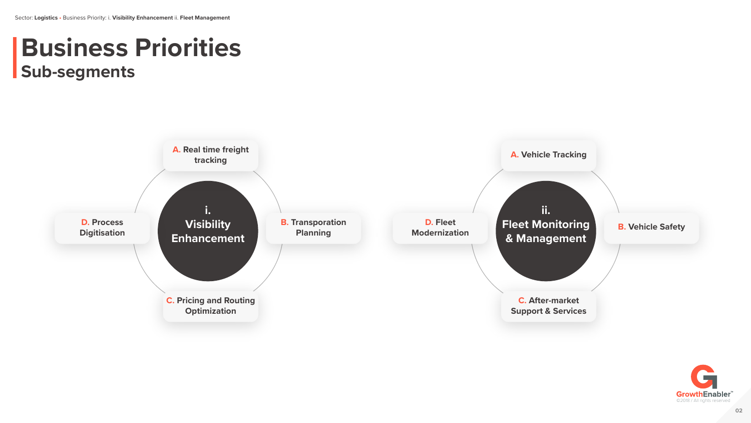Sector: **Logistics** • Business Priority: i. **Visibility Enhancement** ii. **Fleet Management**

# Business Priorities
## Sub-segments

### i. Visibility Enhancement

- **A.** Real time freight tracking
- **B.** Transporation Planning
- **C.** Pricing and Routing Optimization
- **D.** Process Digitisation

### ii. Fleet Monitoring & Management

- **A.** Vehicle Tracking
- **B.** Vehicle Safety
- **C.** After-market Support & Services
- **D.** Fleet Modernization

GrowthEnabler™
©2018 / All rights reserved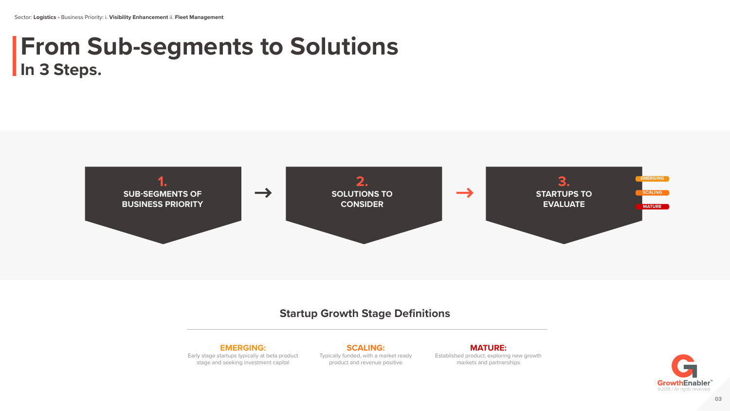Sector: **Logistics** • Business Priority: i. **Visibility Enhancement** ii. **Fleet Management**

# From Sub-segments to Solutions
## In 3 Steps.

**1.** SUB-SEGMENTS OF BUSINESS PRIORITY

→

**2.** SOLUTIONS TO CONSIDER

→

**3.** STARTUPS TO EVALUATE

EMERGING

SCALING

MATURE

### Startup Growth Stage Definitions

**EMERGING:**
Early stage startups typically at beta product stage and seeking investment capital

**SCALING:**
Typically funded, with a market ready product and revenue positive

**MATURE:**
Established product, exploring new growth markets and partnerships

GrowthEnabler™
©2018 / All rights reserved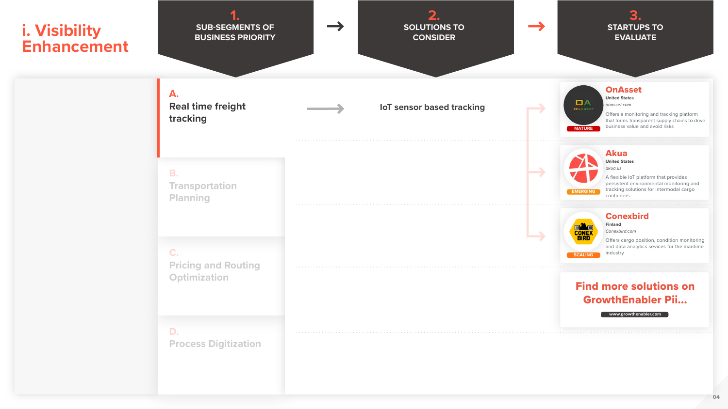# i. Visibility Enhancement

| 1. SUB-SEGMENTS OF BUSINESS PRIORITY | 2. SOLUTIONS TO CONSIDER | 3. STARTUPS TO EVALUATE |
|---|---|---|
| **A. Real time freight tracking** | IoT sensor based tracking | OnAsset; Akua; Conexbird |
| B. Transportation Planning | | |
| C. Pricing and Routing Optimization | | |
| D. Process Digitization | | |

### OnAsset
MATURE
United States
*onasset.com*
Offers a monitoring and tracking platform that forms transparent supply chains to drive business value and avoid risks

### Akua
EMERGING
United States
*akua.us*
A flexible IoT platform that provides persistent environmental monitoring and tracking solutions for intermodal cargo containers

### Conexbird
SCALING
Finland
*Conexbird.com*
Offers cargo position, condition monitoring and data analytics sevices for the maritime industry

**Find more solutions on GrowthEnabler Pii...**

www.growthenabler.com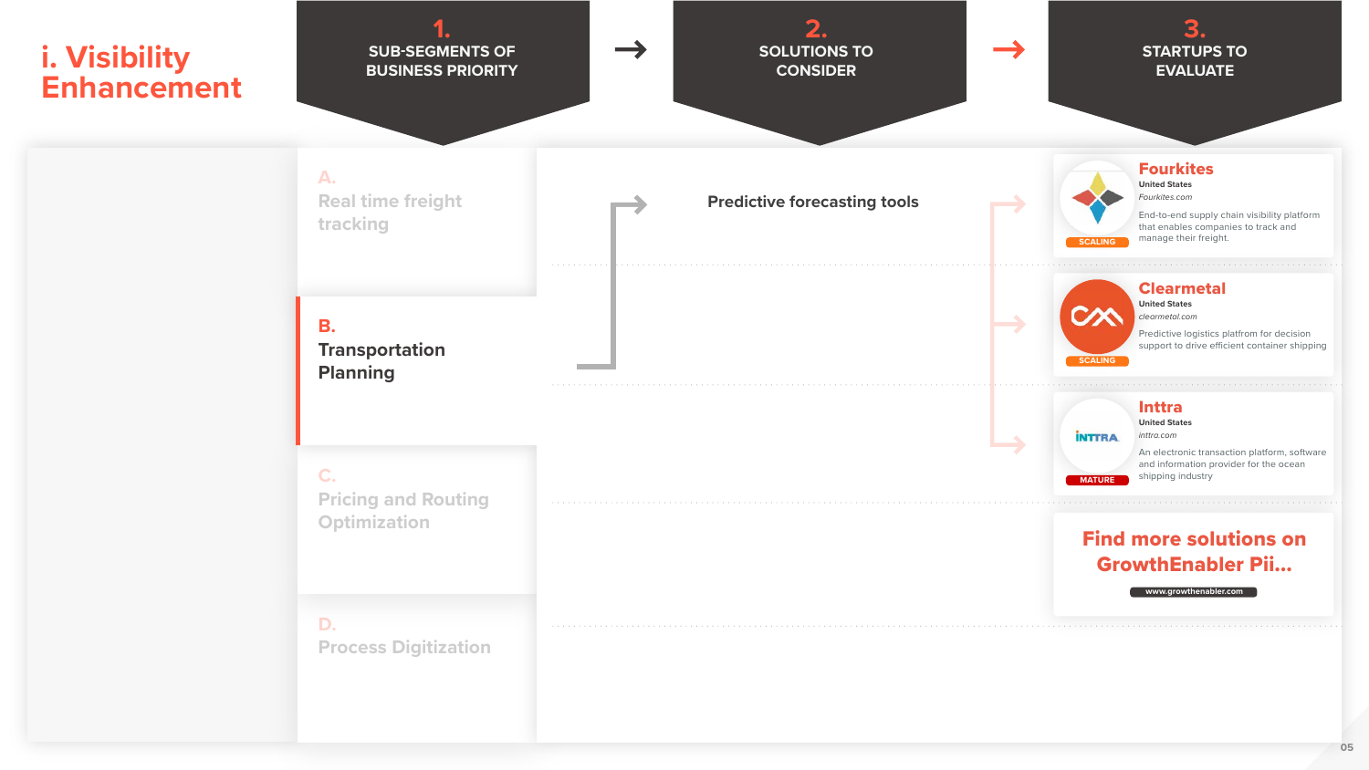# i. Visibility Enhancement

**1. SUB-SEGMENTS OF BUSINESS PRIORITY** → **2. SOLUTIONS TO CONSIDER** → **3. STARTUPS TO EVALUATE**

## 1. Sub-segments of Business Priority

- A. Real time freight tracking
- **B. Transportation Planning**
- C. Pricing and Routing Optimization
- D. Process Digitization

## 2. Solutions to Consider

**Predictive forecasting tools**

## 3. Startups to Evaluate

### Fourkites
United States
*Fourkites.com*
SCALING
End-to-end supply chain visibility platform that enables companies to track and manage their freight.

### Clearmetal
United States
*clearmetal.com*
SCALING
Predictive logistics platfrom for decision support to drive efficient container shipping

### Inttra
United States
*inttra.com*
MATURE
An electronic transaction platform, software and information provider for the ocean shipping industry

**Find more solutions on GrowthEnabler Pii...**

www.growthenabler.com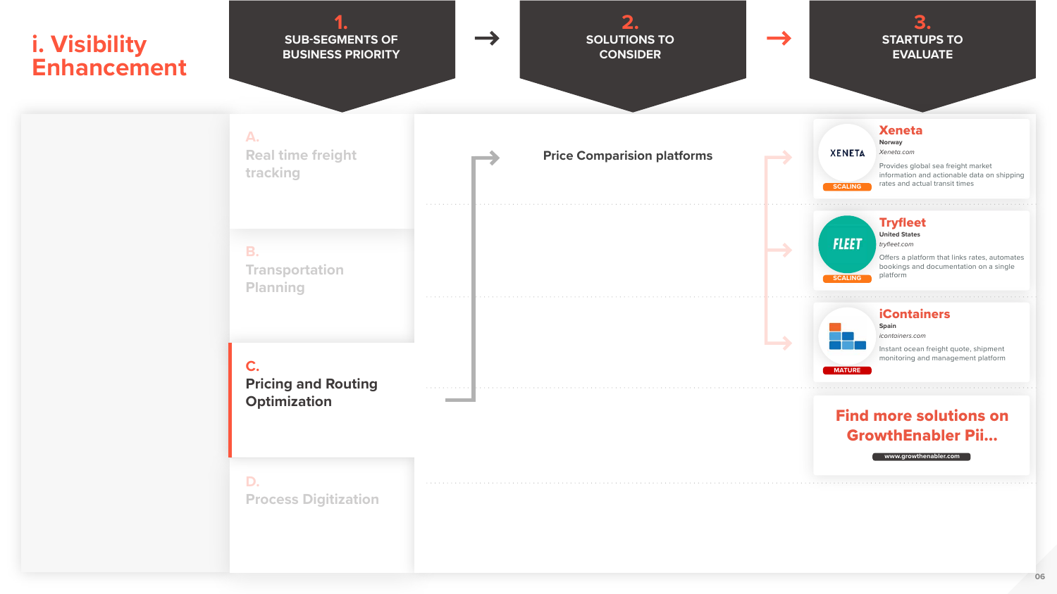# i. Visibility Enhancement

## 1. SUB-SEGMENTS OF BUSINESS PRIORITY

A. Real time freight tracking

B. Transportation Planning

**C. Pricing and Routing Optimization**

D. Process Digitization

## 2. SOLUTIONS TO CONSIDER

**Price Comparision platforms**

## 3. STARTUPS TO EVALUATE

### Xeneta
SCALING
**Norway**
*Xeneta.com*
Provides global sea freight market information and actionable data on shipping rates and actual transit times

### Tryfleet
SCALING
**United States**
*tryfleet.com*
Offers a platform that links rates, automates bookings and documentation on a single platform

### iContainers
MATURE
**Spain**
*icontainers.com*
Instant ocean freight quote, shipment monitoring and management platform

**Find more solutions on GrowthEnabler Pii...**
www.growthenabler.com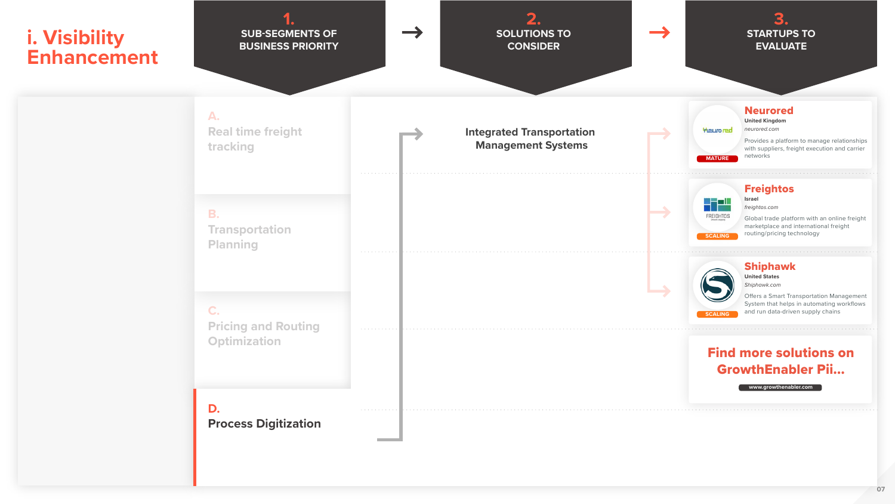# i. Visibility Enhancement

**1. SUB-SEGMENTS OF BUSINESS PRIORITY** → **2. SOLUTIONS TO CONSIDER** → **3. STARTUPS TO EVALUATE**

A. Real time freight tracking

B. Transportation Planning

C. Pricing and Routing Optimization

**D. Process Digitization**

**Integrated Transportation Management Systems**

## Neurored
**United Kingdom**
*neurored.com*
MATURE
Provides a platform to manage relationships with suppliers, freight execution and carrier networks

## Freightos
**Israel**
*freightos.com*
SCALING
Global trade platform with an online freight marketplace and international freight routing/pricing technology

## Shiphawk
**United States**
*Shiphawk.com*
SCALING
Offers a Smart Transportation Management System that helps in automating workflows and run data-driven supply chains

**Find more solutions on GrowthEnabler Pii...**
www.growthenabler.com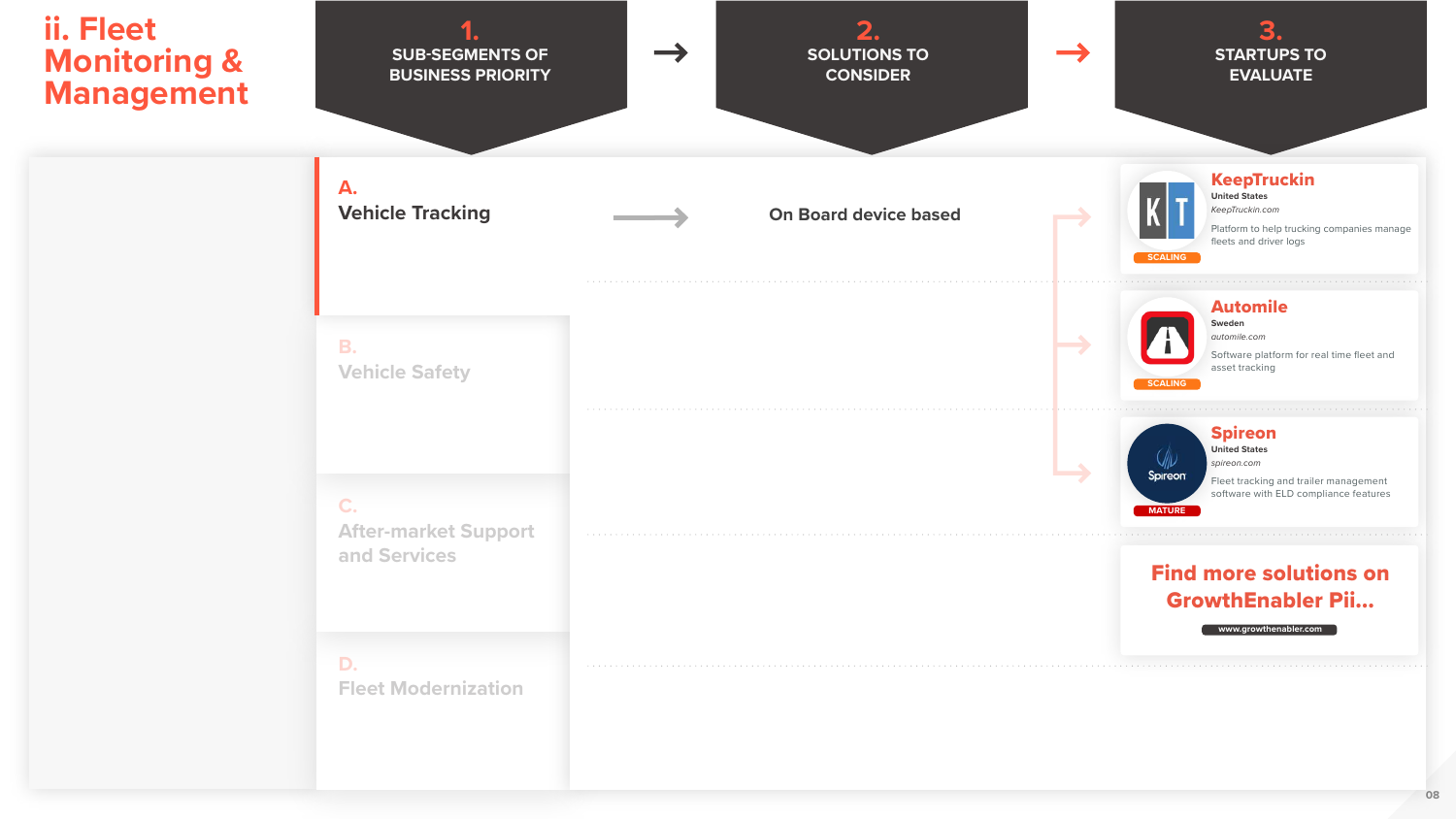# ii. Fleet Monitoring & Management

**1. SUB-SEGMENTS OF BUSINESS PRIORITY** → **2. SOLUTIONS TO CONSIDER** → **3. STARTUPS TO EVALUATE**

## A. Vehicle Tracking

→ On Board device based

### KeepTruckin
United States
*KeepTruckin.com*
Platform to help trucking companies manage fleets and driver logs
SCALING

### Automile
Sweden
*automile.com*
Software platform for real time fleet and asset tracking
SCALING

### Spireon
United States
*spireon.com*
Fleet tracking and trailer management software with ELD compliance features
MATURE

**Find more solutions on GrowthEnabler Pii...**
www.growthenabler.com

## B. Vehicle Safety

## C. After-market Support and Services

## D. Fleet Modernization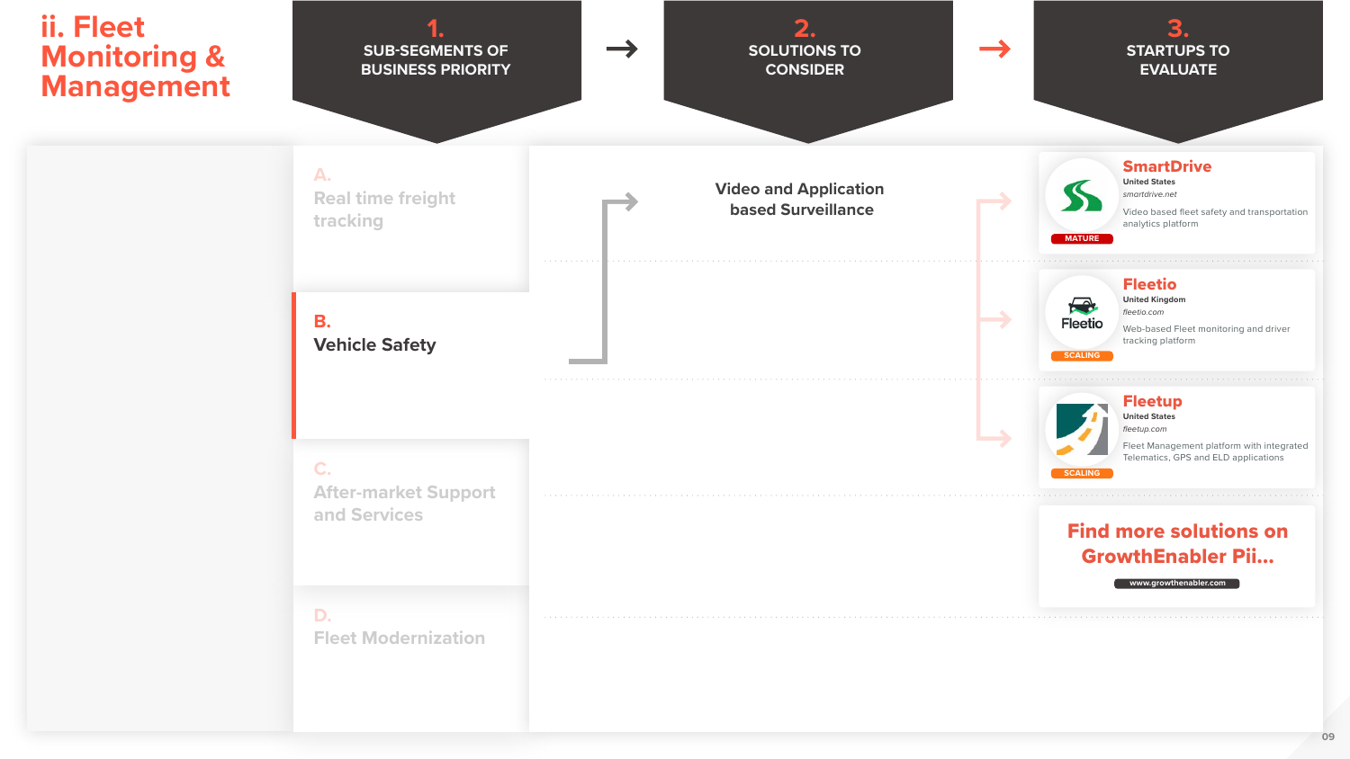# ii. Fleet Monitoring & Management

**1. SUB-SEGMENTS OF BUSINESS PRIORITY** → **2. SOLUTIONS TO CONSIDER** → **3. STARTUPS TO EVALUATE**

A. Real time freight tracking

**B. Vehicle Safety**

C. After-market Support and Services

D. Fleet Modernization

**Video and Application based Surveillance**

**SmartDrive** (MATURE)
United States
smartdrive.net
Video based fleet safety and transportation analytics platform

**Fleetio** (SCALING)
United Kingdom
fleetio.com
Web-based Fleet monitoring and driver tracking platform

**Fleetup** (SCALING)
United States
fleetup.com
Fleet Management platform with integrated Telematics, GPS and ELD applications

**Find more solutions on GrowthEnabler Pii...**
www.growthenabler.com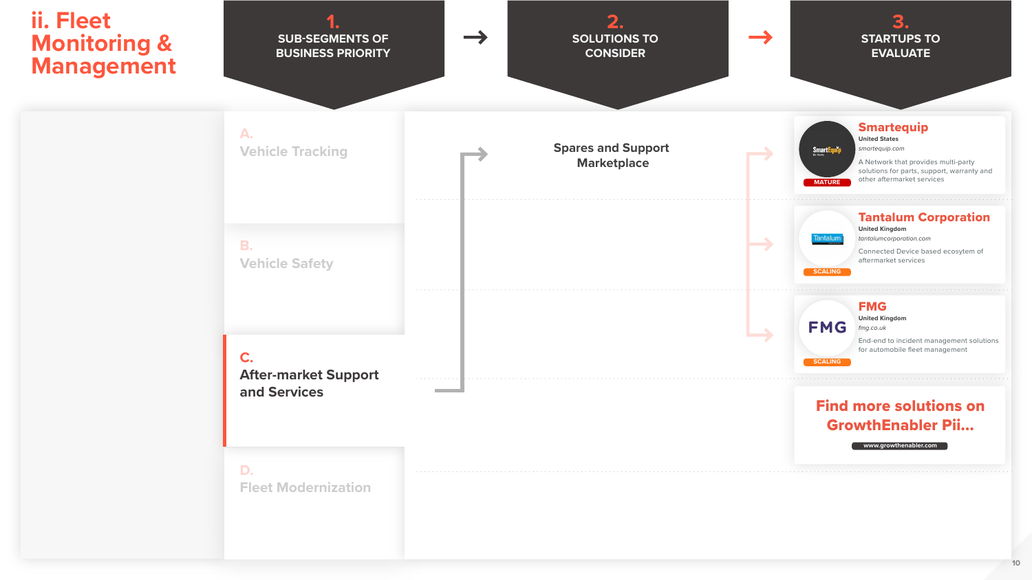# ii. Fleet Monitoring & Management

**1. SUB-SEGMENTS OF BUSINESS PRIORITY** → **2. SOLUTIONS TO CONSIDER** → **3. STARTUPS TO EVALUATE**

A. Vehicle Tracking

B. Vehicle Safety

**C. After-market Support and Services**

D. Fleet Modernization

**Spares and Support Marketplace**

### Smartequip
United States
*smartequip.com*
A Network that provides multi-party solutions for parts, support, warranty and other aftermarket services
MATURE

### Tantalum Corporation
United Kingdom
*tantalumcorporation.com*
Connected Device based ecosystem of aftermarket services
SCALING

### FMG
United Kingdom
*fmg.co.uk*
End-end to incident management solutions for automobile fleet management
SCALING

**Find more solutions on GrowthEnabler Pii...**
www.growthenabler.com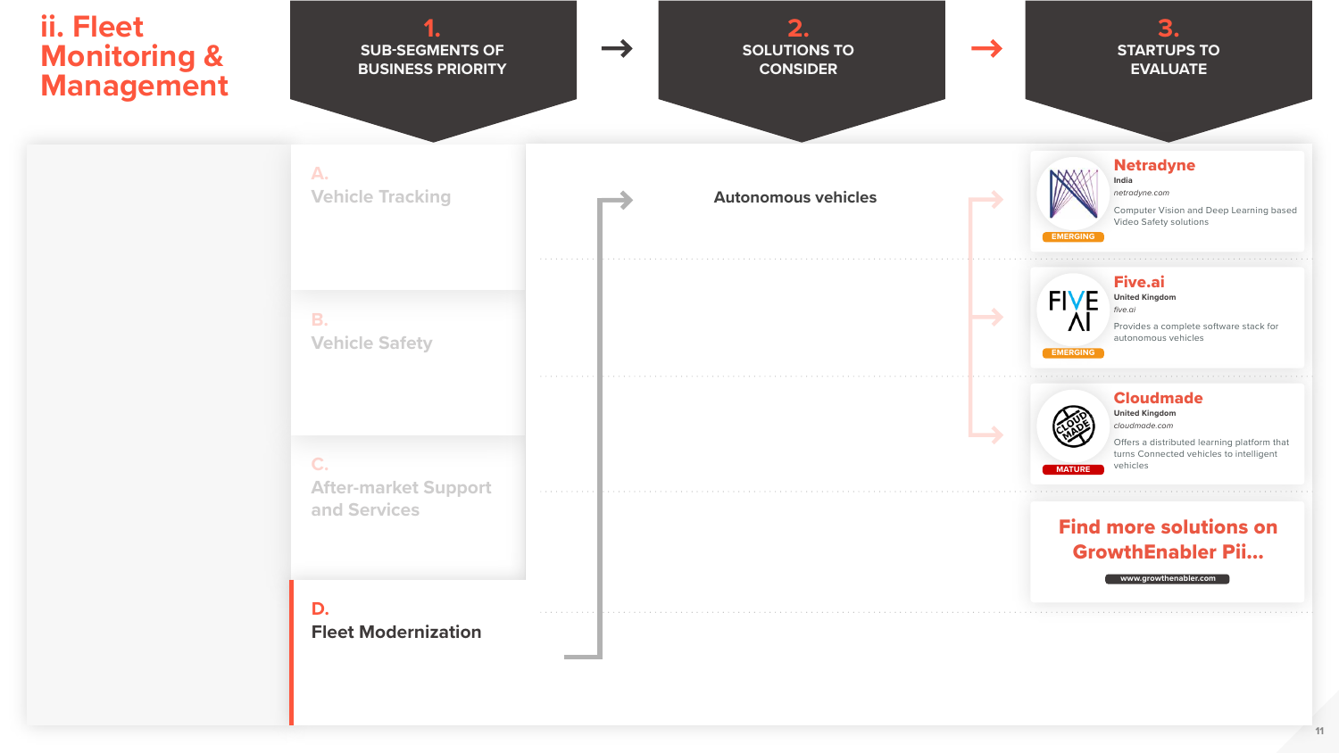# ii. Fleet Monitoring & Management

| 1. SUB-SEGMENTS OF BUSINESS PRIORITY | 2. SOLUTIONS TO CONSIDER | 3. STARTUPS TO EVALUATE |
|---|---|---|

**A.** Vehicle Tracking

**B.** Vehicle Safety

**C.** After-market Support and Services

**D.** Fleet Modernization

**Autonomous vehicles**

**Netradyne**
India
*netradyne.com*
Computer Vision and Deep Learning based Video Safety solutions
EMERGING

**Five.ai**
United Kingdom
*five.ai*
Provides a complete software stack for autonomous vehicles
EMERGING

**Cloudmade**
United Kingdom
*cloudmade.com*
Offers a distributed learning platform that turns Connected vehicles to intelligent vehicles
MATURE

**Find more solutions on GrowthEnabler Pii...**
www.growthenabler.com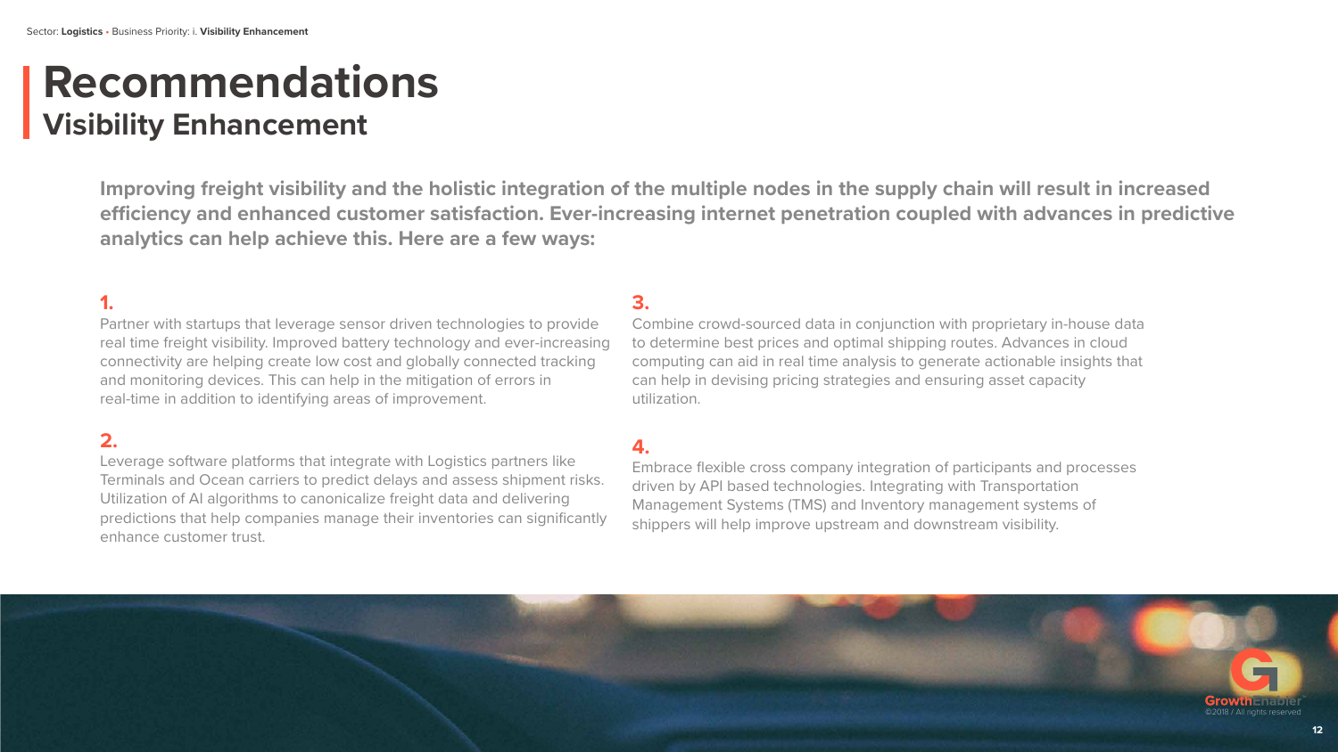# Recommendations

## Visibility Enhancement

**Improving freight visibility and the holistic integration of the multiple nodes in the supply chain will result in increased efficiency and enhanced customer satisfaction. Ever-increasing internet penetration coupled with advances in predictive analytics can help achieve this. Here are a few ways:**

**1.**

Partner with startups that leverage sensor driven technologies to provide real time freight visibility. Improved battery technology and ever-increasing connectivity are helping create low cost and globally connected tracking and monitoring devices. This can help in the mitigation of errors in real-time in addition to identifying areas of improvement.

**2.**

Leverage software platforms that integrate with Logistics partners like Terminals and Ocean carriers to predict delays and assess shipment risks. Utilization of AI algorithms to canonicalize freight data and delivering predictions that help companies manage their inventories can significantly enhance customer trust.

**3.**

Combine crowd-sourced data in conjunction with proprietary in-house data to determine best prices and optimal shipping routes. Advances in cloud computing can aid in real time analysis to generate actionable insights that can help in devising pricing strategies and ensuring asset capacity utilization.

**4.**

Embrace flexible cross company integration of participants and processes driven by API based technologies. Integrating with Transportation Management Systems (TMS) and Inventory management systems of shippers will help improve upstream and downstream visibility.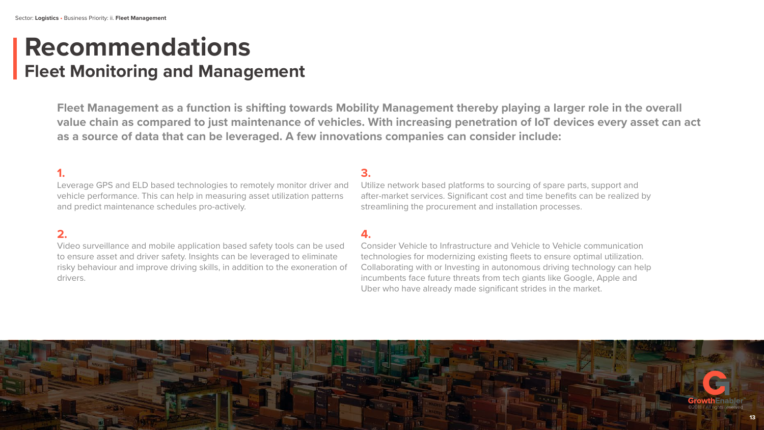Sector: **Logistics** • Business Priority: ii. **Fleet Management**

# Recommendations

## Fleet Monitoring and Management

**Fleet Management as a function is shifting towards Mobility Management thereby playing a larger role in the overall value chain as compared to just maintenance of vehicles. With increasing penetration of IoT devices every asset can act as a source of data that can be leveraged. A few innovations companies can consider include:**

**1.**
Leverage GPS and ELD based technologies to remotely monitor driver and vehicle performance. This can help in measuring asset utilization patterns and predict maintenance schedules pro-actively.

**2.**
Video surveillance and mobile application based safety tools can be used to ensure asset and driver safety. Insights can be leveraged to eliminate risky behaviour and improve driving skills, in addition to the exoneration of drivers.

**3.**
Utilize network based platforms to sourcing of spare parts, support and after-market services. Significant cost and time benefits can be realized by streamlining the procurement and installation processes.

**4.**
Consider Vehicle to Infrastructure and Vehicle to Vehicle communication technologies for modernizing existing fleets to ensure optimal utilization. Collaborating with or Investing in autonomous driving technology can help incumbents face future threats from tech giants like Google, Apple and Uber who have already made significant strides in the market.

GrowthEnabler
©2018 / All rights reserved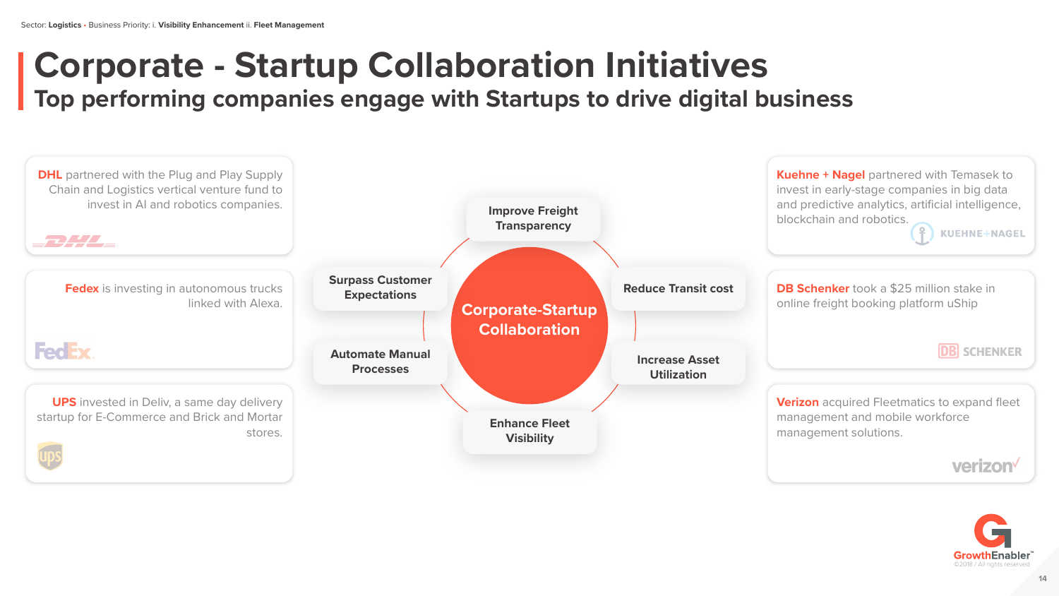Sector: **Logistics** • Business Priority: i. **Visibility Enhancement** ii. **Fleet Management**

# Corporate - Startup Collaboration Initiatives

## Top performing companies engage with Startups to drive digital business

**DHL** partnered with the Plug and Play Supply Chain and Logistics vertical venture fund to invest in AI and robotics companies.

**Fedex** is investing in autonomous trucks linked with Alexa.

**UPS** invested in Deliv, a same day delivery startup for E-Commerce and Brick and Mortar stores.

**Corporate-Startup Collaboration**

- Improve Freight Transparency
- Reduce Transit cost
- Increase Asset Utilization
- Enhance Fleet Visibility
- Automate Manual Processes
- Surpass Customer Expectations

**Kuehne + Nagel** partnered with Temasek to invest in early-stage companies in big data and predictive analytics, artificial intelligence, blockchain and robotics.

**DB Schenker** took a $25 million stake in online freight booking platform uShip

**Verizon** acquired Fleetmatics to expand fleet management and mobile workforce management solutions.

GrowthEnabler™ ©2018 / All rights reserved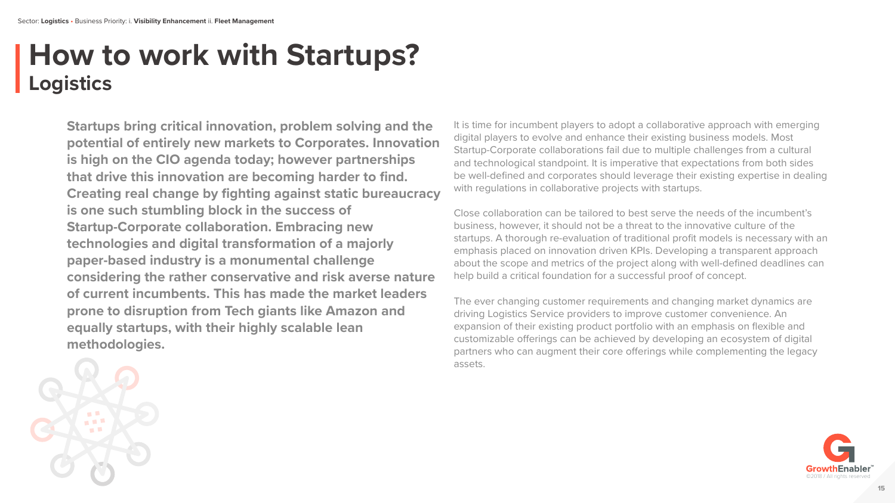Sector: **Logistics** • Business Priority: i. **Visibility Enhancement** ii. **Fleet Management**

# How to work with Startups?
## Logistics

**Startups bring critical innovation, problem solving and the potential of entirely new markets to Corporates. Innovation is high on the CIO agenda today; however partnerships that drive this innovation are becoming harder to find. Creating real change by fighting against static bureaucracy is one such stumbling block in the success of Startup-Corporate collaboration. Embracing new technologies and digital transformation of a majorly paper-based industry is a monumental challenge considering the rather conservative and risk averse nature of current incumbents. This has made the market leaders prone to disruption from Tech giants like Amazon and equally startups, with their highly scalable lean methodologies.**

It is time for incumbent players to adopt a collaborative approach with emerging digital players to evolve and enhance their existing business models. Most Startup-Corporate collaborations fail due to multiple challenges from a cultural and technological standpoint. It is imperative that expectations from both sides be well-defined and corporates should leverage their existing expertise in dealing with regulations in collaborative projects with startups.

Close collaboration can be tailored to best serve the needs of the incumbent's business, however, it should not be a threat to the innovative culture of the startups. A thorough re-evaluation of traditional profit models is necessary with an emphasis placed on innovation driven KPIs. Developing a transparent approach about the scope and metrics of the project along with well-defined deadlines can help build a critical foundation for a successful proof of concept.

The ever changing customer requirements and changing market dynamics are driving Logistics Service providers to improve customer convenience. An expansion of their existing product portfolio with an emphasis on flexible and customizable offerings can be achieved by developing an ecosystem of digital partners who can augment their core offerings while complementing the legacy assets.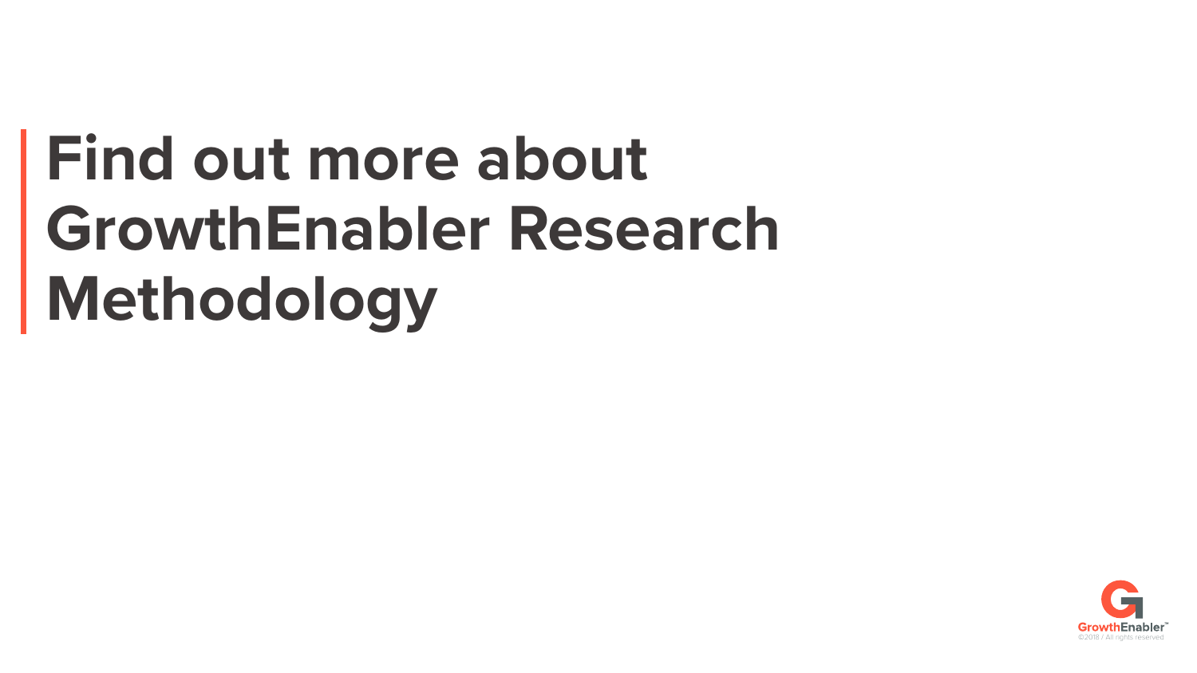# Find out more about GrowthEnabler Research Methodology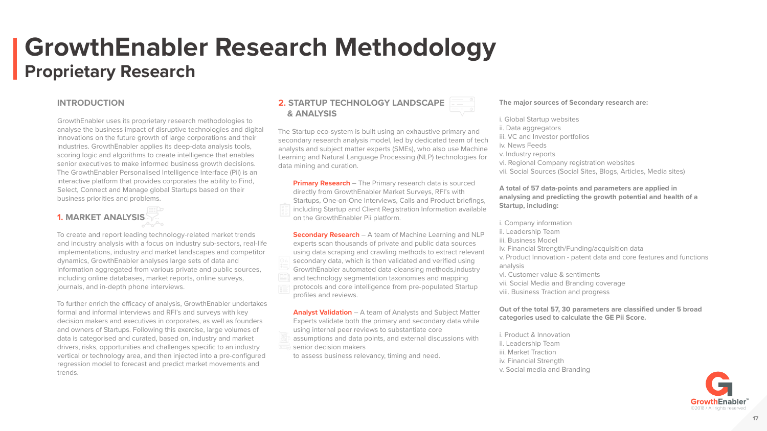# GrowthEnabler Research Methodology

## Proprietary Research

### INTRODUCTION

GrowthEnabler uses its proprietary research methodologies to analyse the business impact of disruptive technologies and digital innovations on the future growth of large corporations and their industries. GrowthEnabler applies its deep-data analysis tools, scoring logic and algorithms to create intelligence that enables senior executives to make informed business growth decisions. The GrowthEnabler Personalised Intelligence Interface (Pii) is an interactive platform that provides corporates the ability to Find, Select, Connect and Manage global Startups based on their business priorities and problems.

### 1. MARKET ANALYSIS

To create and report leading technology-related market trends and industry analysis with a focus on industry sub-sectors, real-life implementations, industry and market landscapes and competitor dynamics, GrowthEnabler analyses large sets of data and information aggregated from various private and public sources, including online databases, market reports, online surveys, journals, and in-depth phone interviews.

To further enrich the efficacy of analysis, GrowthEnabler undertakes formal and informal interviews and RFI's and surveys with key decision makers and executives in corporates, as well as founders and owners of Startups. Following this exercise, large volumes of data is categorised and curated, based on, industry and market drivers, risks, opportunities and challenges specific to an industry vertical or technology area, and then injected into a pre-configured regression model to forecast and predict market movements and trends.

### 2. STARTUP TECHNOLOGY LANDSCAPE & ANALYSIS

The Startup eco-system is built using an exhaustive primary and secondary research analysis model, led by dedicated team of tech analysts and subject matter experts (SMEs), who also use Machine Learning and Natural Language Processing (NLP) technologies for data mining and curation.

**Primary Research** – The Primary research data is sourced directly from GrowthEnabler Market Surveys, RFI's with Startups, One-on-One Interviews, Calls and Product briefings, including Startup and Client Registration Information available on the GrowthEnabler Pii platform.

**Secondary Research** – A team of Machine Learning and NLP experts scan thousands of private and public data sources using data scraping and crawling methods to extract relevant secondary data, which is then validated and verified using GrowthEnabler automated data-cleansing methods,industry and technology segmentation taxonomies and mapping protocols and core intelligence from pre-populated Startup profiles and reviews.

**Analyst Validation** – A team of Analysts and Subject Matter Experts validate both the primary and secondary data while using internal peer reviews to substantiate core assumptions and data points, and external discussions with senior decision makers to assess business relevancy, timing and need.

**The major sources of Secondary research are:**

i. Global Startup websites
ii. Data aggregators
iii. VC and Investor portfolios
iv. News Feeds
v. Industry reports
vi. Regional Company registration websites
vii. Social Sources (Social Sites, Blogs, Articles, Media sites)

**A total of 57 data-points and parameters are applied in analysing and predicting the growth potential and health of a Startup, including:**

i. Company information
ii. Leadership Team
iii. Business Model
iv. Financial Strength/Funding/acquisition data
v. Product Innovation - patent data and core features and functions analysis
vi. Customer value & sentiments
vii. Social Media and Branding coverage
viii. Business Traction and progress

**Out of the total 57, 30 parameters are classified under 5 broad categories used to calculate the GE Pii Score.**

i. Product & Innovation
ii. Leadership Team
iii. Market Traction
iv. Financial Strength
v. Social media and Branding

GrowthEnabler™
©2018 / All rights reserved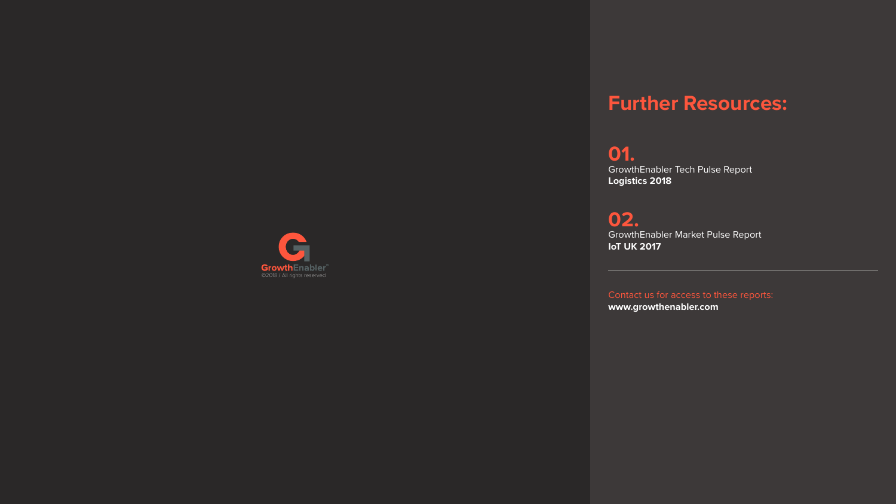GrowthEnabler™
©2018 / All rights reserved

# Further Resources:

**01.**
GrowthEnabler Tech Pulse Report
**Logistics 2018**

**02.**
GrowthEnabler Market Pulse Report
**IoT UK 2017**

---

Contact us for access to these reports:
**www.growthenabler.com**